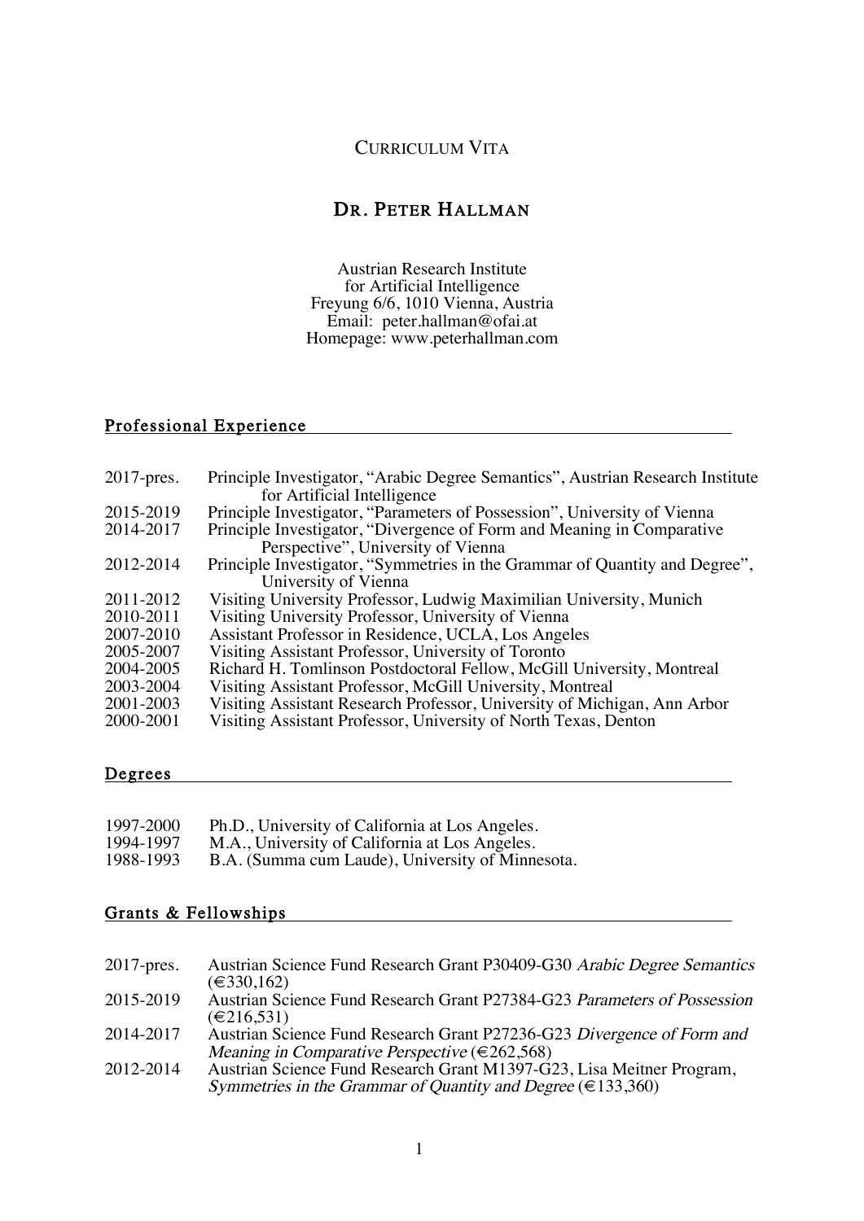Curriculum Vita

# Dr. Peter Hallman

Austrian Research Institute
for Artificial Intelligence
Freyung 6/6, 1010 Vienna, Austria
Email: peter.hallman@ofai.at
Homepage: www.peterhallman.com

## Professional Experience

| | |
|---|---|
| 2017-pres. | Principle Investigator, "Arabic Degree Semantics", Austrian Research Institute for Artificial Intelligence |
| 2015-2019 | Principle Investigator, "Parameters of Possession", University of Vienna |
| 2014-2017 | Principle Investigator, "Divergence of Form and Meaning in Comparative Perspective", University of Vienna |
| 2012-2014 | Principle Investigator, "Symmetries in the Grammar of Quantity and Degree", University of Vienna |
| 2011-2012 | Visiting University Professor, Ludwig Maximilian University, Munich |
| 2010-2011 | Visiting University Professor, University of Vienna |
| 2007-2010 | Assistant Professor in Residence, UCLA, Los Angeles |
| 2005-2007 | Visiting Assistant Professor, University of Toronto |
| 2004-2005 | Richard H. Tomlinson Postdoctoral Fellow, McGill University, Montreal |
| 2003-2004 | Visiting Assistant Professor, McGill University, Montreal |
| 2001-2003 | Visiting Assistant Research Professor, University of Michigan, Ann Arbor |
| 2000-2001 | Visiting Assistant Professor, University of North Texas, Denton |

## Degrees

| | |
|---|---|
| 1997-2000 | Ph.D., University of California at Los Angeles. |
| 1994-1997 | M.A., University of California at Los Angeles. |
| 1988-1993 | B.A. (Summa cum Laude), University of Minnesota. |

## Grants & Fellowships

| | |
|---|---|
| 2017-pres. | Austrian Science Fund Research Grant P30409-G30 *Arabic Degree Semantics* (€330,162) |
| 2015-2019 | Austrian Science Fund Research Grant P27384-G23 *Parameters of Possession* (€216,531) |
| 2014-2017 | Austrian Science Fund Research Grant P27236-G23 *Divergence of Form and Meaning in Comparative Perspective* (€262,568) |
| 2012-2014 | Austrian Science Fund Research Grant M1397-G23, Lisa Meitner Program, *Symmetries in the Grammar of Quantity and Degree* (€133,360) |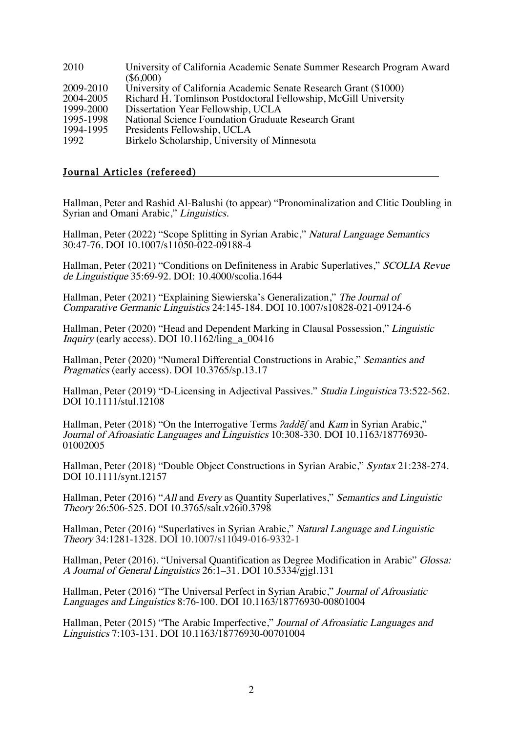| | |
|---|---|
| 2010 | University of California Academic Senate Summer Research Program Award ($6,000) |
| 2009-2010 | University of California Academic Senate Research Grant ($1000) |
| 2004-2005 | Richard H. Tomlinson Postdoctoral Fellowship, McGill University |
| 1999-2000 | Dissertation Year Fellowship, UCLA |
| 1995-1998 | National Science Foundation Graduate Research Grant |
| 1994-1995 | Presidents Fellowship, UCLA |
| 1992 | Birkelo Scholarship, University of Minnesota |

## Journal Articles (refereed)

Hallman, Peter and Rashid Al-Balushi (to appear) "Pronominalization and Clitic Doubling in Syrian and Omani Arabic," *Linguistics.*

Hallman, Peter (2022) "Scope Splitting in Syrian Arabic," *Natural Language Semantics* 30:47-76. DOI 10.1007/s11050-022-09188-4

Hallman, Peter (2021) "Conditions on Definiteness in Arabic Superlatives," *SCOLIA Revue de Linguistique* 35:69-92. DOI: 10.4000/scolia.1644

Hallman, Peter (2021) "Explaining Siewierska's Generalization," *The Journal of Comparative Germanic Linguistics* 24:145-184. DOI 10.1007/s10828-021-09124-6

Hallman, Peter (2020) "Head and Dependent Marking in Clausal Possession," *Linguistic Inquiry* (early access). DOI 10.1162/ling_a_00416

Hallman, Peter (2020) "Numeral Differential Constructions in Arabic," *Semantics and Pragmatics* (early access). DOI 10.3765/sp.13.17

Hallman, Peter (2019) "D-Licensing in Adjectival Passives." *Studia Linguistica* 73:522-562. DOI 10.1111/stul.12108

Hallman, Peter (2018) "On the Interrogative Terms *ʔaddēʃ* and *Kam* in Syrian Arabic," *Journal of Afroasiatic Languages and Linguistics* 10:308-330. DOI 10.1163/18776930-01002005

Hallman, Peter (2018) "Double Object Constructions in Syrian Arabic," *Syntax* 21:238-274. DOI 10.1111/synt.12157

Hallman, Peter (2016) "*All* and *Every* as Quantity Superlatives," *Semantics and Linguistic Theory* 26:506-525. DOI 10.3765/salt.v26i0.3798

Hallman, Peter (2016) "Superlatives in Syrian Arabic," *Natural Language and Linguistic Theory* 34:1281-1328. DOI 10.1007/s11049-016-9332-1

Hallman, Peter (2016). "Universal Quantification as Degree Modification in Arabic" *Glossa: A Journal of General Linguistics* 26:1–31. DOI 10.5334/gjgl.131

Hallman, Peter (2016) "The Universal Perfect in Syrian Arabic," *Journal of Afroasiatic Languages and Linguistics* 8:76-100. DOI 10.1163/18776930-00801004

Hallman, Peter (2015) "The Arabic Imperfective," *Journal of Afroasiatic Languages and Linguistics* 7:103-131. DOI 10.1163/18776930-00701004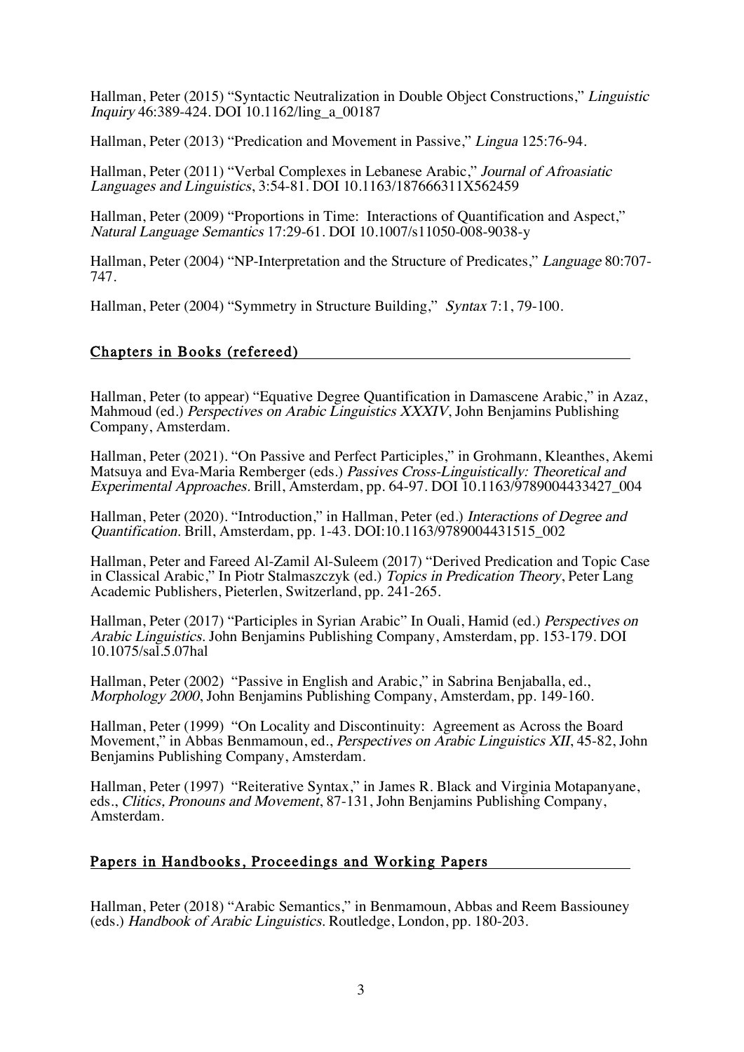Hallman, Peter (2015) "Syntactic Neutralization in Double Object Constructions," *Linguistic Inquiry* 46:389-424. DOI 10.1162/ling_a_00187

Hallman, Peter (2013) "Predication and Movement in Passive," *Lingua* 125:76-94.

Hallman, Peter (2011) "Verbal Complexes in Lebanese Arabic," *Journal of Afroasiatic Languages and Linguistics*, 3:54-81. DOI 10.1163/187666311X562459

Hallman, Peter (2009) "Proportions in Time: Interactions of Quantification and Aspect," *Natural Language Semantics* 17:29-61. DOI 10.1007/s11050-008-9038-y

Hallman, Peter (2004) "NP-Interpretation and the Structure of Predicates," *Language* 80:707-747.

Hallman, Peter (2004) "Symmetry in Structure Building," *Syntax* 7:1, 79-100.

## Chapters in Books (refereed)

Hallman, Peter (to appear) "Equative Degree Quantification in Damascene Arabic," in Azaz, Mahmoud (ed.) *Perspectives on Arabic Linguistics XXXIV*, John Benjamins Publishing Company, Amsterdam.

Hallman, Peter (2021). "On Passive and Perfect Participles," in Grohmann, Kleanthes, Akemi Matsuya and Eva-Maria Remberger (eds.) *Passives Cross-Linguistically: Theoretical and Experimental Approaches.* Brill, Amsterdam, pp. 64-97. DOI 10.1163/9789004433427_004

Hallman, Peter (2020). "Introduction," in Hallman, Peter (ed.) *Interactions of Degree and Quantification.* Brill, Amsterdam, pp. 1-43. DOI:10.1163/9789004431515_002

Hallman, Peter and Fareed Al-Zamil Al-Suleem (2017) "Derived Predication and Topic Case in Classical Arabic," In Piotr Stalmaszczyk (ed.) *Topics in Predication Theory*, Peter Lang Academic Publishers, Pieterlen, Switzerland, pp. 241-265.

Hallman, Peter (2017) "Participles in Syrian Arabic" In Ouali, Hamid (ed.) *Perspectives on Arabic Linguistics.* John Benjamins Publishing Company, Amsterdam, pp. 153-179. DOI 10.1075/sal.5.07hal

Hallman, Peter (2002) "Passive in English and Arabic," in Sabrina Benjaballa, ed., *Morphology 2000*, John Benjamins Publishing Company, Amsterdam, pp. 149-160.

Hallman, Peter (1999) "On Locality and Discontinuity: Agreement as Across the Board Movement," in Abbas Benmamoun, ed., *Perspectives on Arabic Linguistics XII*, 45-82, John Benjamins Publishing Company, Amsterdam.

Hallman, Peter (1997) "Reiterative Syntax," in James R. Black and Virginia Motapanyane, eds., *Clitics, Pronouns and Movement*, 87-131, John Benjamins Publishing Company, Amsterdam.

## Papers in Handbooks, Proceedings and Working Papers

Hallman, Peter (2018) "Arabic Semantics," in Benmamoun, Abbas and Reem Bassiouney (eds.) *Handbook of Arabic Linguistics.* Routledge, London, pp. 180-203.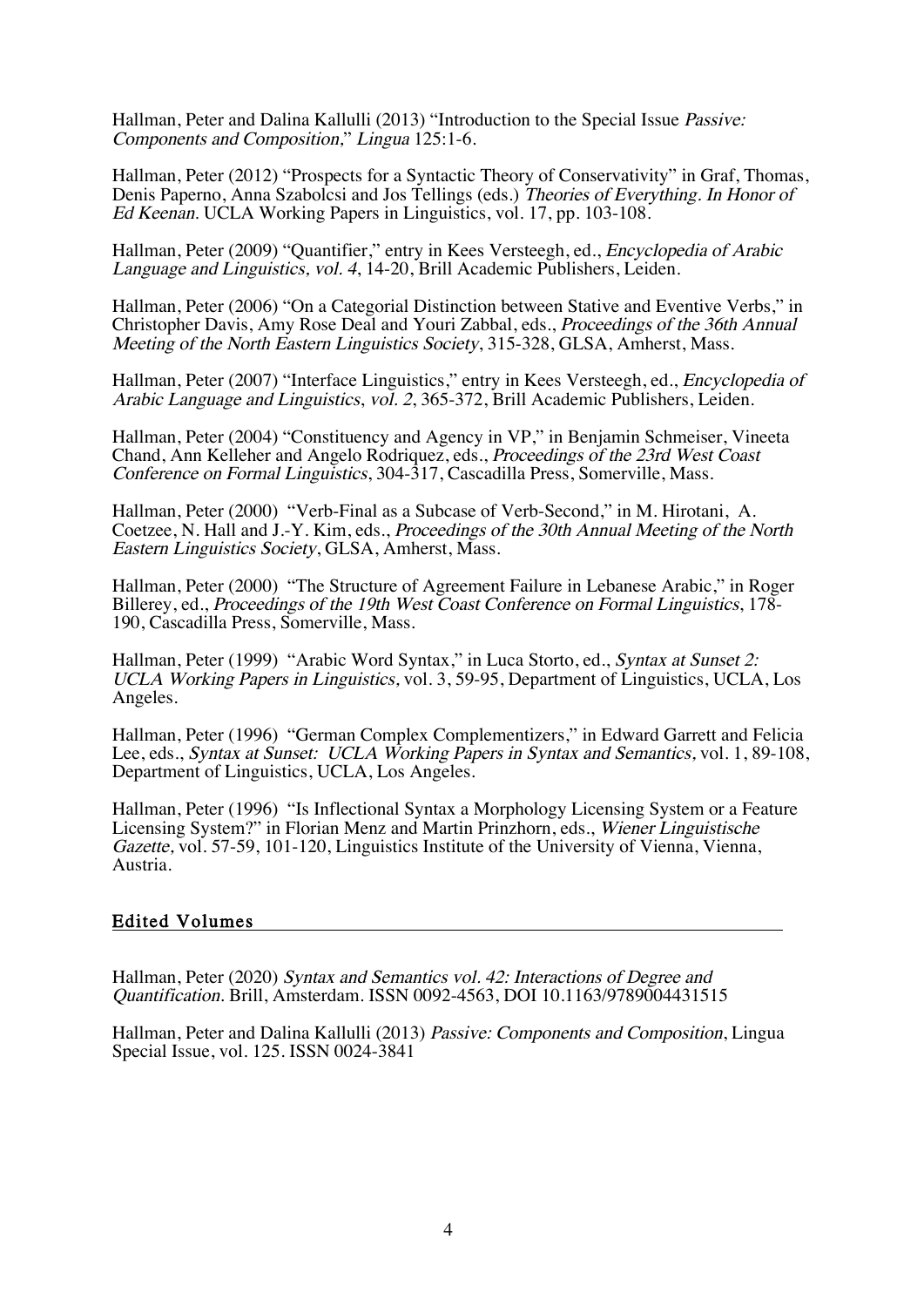Hallman, Peter and Dalina Kallulli (2013) “Introduction to the Special Issue *Passive: Components and Composition*,” *Lingua* 125:1-6.

Hallman, Peter (2012) “Prospects for a Syntactic Theory of Conservativity” in Graf, Thomas, Denis Paperno, Anna Szabolcsi and Jos Tellings (eds.) *Theories of Everything. In Honor of Ed Keenan.* UCLA Working Papers in Linguistics, vol. 17, pp. 103-108.

Hallman, Peter (2009) “Quantifier,” entry in Kees Versteegh, ed., *Encyclopedia of Arabic Language and Linguistics, vol. 4*, 14-20, Brill Academic Publishers, Leiden.

Hallman, Peter (2006) “On a Categorial Distinction between Stative and Eventive Verbs,” in Christopher Davis, Amy Rose Deal and Youri Zabbal, eds., *Proceedings of the 36th Annual Meeting of the North Eastern Linguistics Society*, 315-328, GLSA, Amherst, Mass.

Hallman, Peter (2007) “Interface Linguistics,” entry in Kees Versteegh, ed., *Encyclopedia of Arabic Language and Linguistics, vol. 2*, 365-372, Brill Academic Publishers, Leiden.

Hallman, Peter (2004) “Constituency and Agency in VP,” in Benjamin Schmeiser, Vineeta Chand, Ann Kelleher and Angelo Rodriquez, eds., *Proceedings of the 23rd West Coast Conference on Formal Linguistics*, 304-317, Cascadilla Press, Somerville, Mass.

Hallman, Peter (2000) “Verb-Final as a Subcase of Verb-Second,” in M. Hirotani, A. Coetzee, N. Hall and J.-Y. Kim, eds., *Proceedings of the 30th Annual Meeting of the North Eastern Linguistics Society*, GLSA, Amherst, Mass.

Hallman, Peter (2000) “The Structure of Agreement Failure in Lebanese Arabic,” in Roger Billerey, ed., *Proceedings of the 19th West Coast Conference on Formal Linguistics*, 178-190, Cascadilla Press, Somerville, Mass.

Hallman, Peter (1999) “Arabic Word Syntax,” in Luca Storto, ed., *Syntax at Sunset 2: UCLA Working Papers in Linguistics,* vol. 3, 59-95, Department of Linguistics, UCLA, Los Angeles.

Hallman, Peter (1996) “German Complex Complementizers,” in Edward Garrett and Felicia Lee, eds., *Syntax at Sunset: UCLA Working Papers in Syntax and Semantics,* vol. 1, 89-108, Department of Linguistics, UCLA, Los Angeles.

Hallman, Peter (1996) “Is Inflectional Syntax a Morphology Licensing System or a Feature Licensing System?” in Florian Menz and Martin Prinzhorn, eds., *Wiener Linguistische Gazette,* vol. 57-59, 101-120, Linguistics Institute of the University of Vienna, Vienna, Austria.

## Edited Volumes

Hallman, Peter (2020) *Syntax and Semantics vol. 42: Interactions of Degree and Quantification.* Brill, Amsterdam. ISSN 0092-4563, DOI 10.1163/9789004431515

Hallman, Peter and Dalina Kallulli (2013) *Passive: Components and Composition*, Lingua Special Issue, vol. 125. ISSN 0024-3841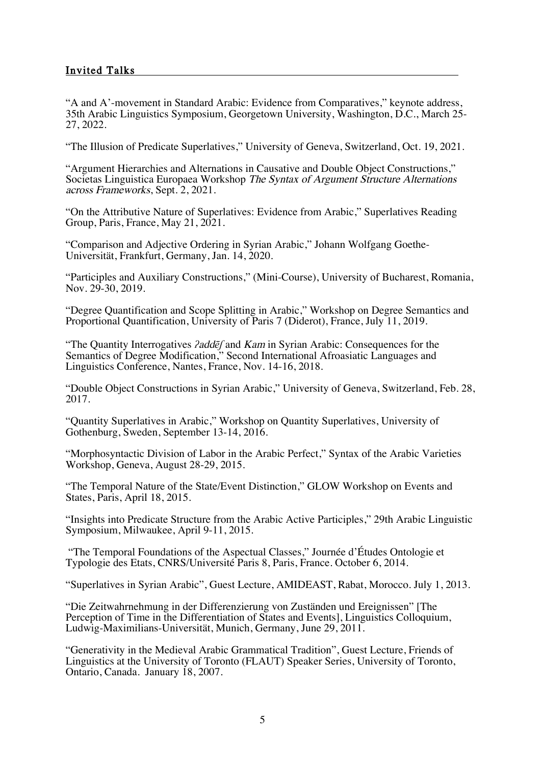## Invited Talks

"A and A'-movement in Standard Arabic: Evidence from Comparatives," keynote address, 35th Arabic Linguistics Symposium, Georgetown University, Washington, D.C., March 25-27, 2022.

"The Illusion of Predicate Superlatives," University of Geneva, Switzerland, Oct. 19, 2021.

"Argument Hierarchies and Alternations in Causative and Double Object Constructions," Societas Linguistica Europaea Workshop *The Syntax of Argument Structure Alternations across Frameworks*, Sept. 2, 2021.

"On the Attributive Nature of Superlatives: Evidence from Arabic," Superlatives Reading Group, Paris, France, May 21, 2021.

"Comparison and Adjective Ordering in Syrian Arabic," Johann Wolfgang Goethe-Universität, Frankfurt, Germany, Jan. 14, 2020.

"Participles and Auxiliary Constructions," (Mini-Course), University of Bucharest, Romania, Nov. 29-30, 2019.

"Degree Quantification and Scope Splitting in Arabic," Workshop on Degree Semantics and Proportional Quantification, University of Paris 7 (Diderot), France, July 11, 2019.

"The Quantity Interrogatives *ʔaddēʃ* and *Kam* in Syrian Arabic: Consequences for the Semantics of Degree Modification," Second International Afroasiatic Languages and Linguistics Conference, Nantes, France, Nov. 14-16, 2018.

"Double Object Constructions in Syrian Arabic," University of Geneva, Switzerland, Feb. 28, 2017.

"Quantity Superlatives in Arabic," Workshop on Quantity Superlatives, University of Gothenburg, Sweden, September 13-14, 2016.

"Morphosyntactic Division of Labor in the Arabic Perfect," Syntax of the Arabic Varieties Workshop, Geneva, August 28-29, 2015.

"The Temporal Nature of the State/Event Distinction," GLOW Workshop on Events and States, Paris, April 18, 2015.

"Insights into Predicate Structure from the Arabic Active Participles," 29th Arabic Linguistic Symposium, Milwaukee, April 9-11, 2015.

"The Temporal Foundations of the Aspectual Classes," Journée d'Études Ontologie et Typologie des Etats, CNRS/Université Paris 8, Paris, France. October 6, 2014.

"Superlatives in Syrian Arabic", Guest Lecture, AMIDEAST, Rabat, Morocco. July 1, 2013.

"Die Zeitwahrnehmung in der Differenzierung von Zuständen und Ereignissen" [The Perception of Time in the Differentiation of States and Events], Linguistics Colloquium, Ludwig-Maximilians-Universität, Munich, Germany, June 29, 2011.

"Generativity in the Medieval Arabic Grammatical Tradition", Guest Lecture, Friends of Linguistics at the University of Toronto (FLAUT) Speaker Series, University of Toronto, Ontario, Canada. January 18, 2007.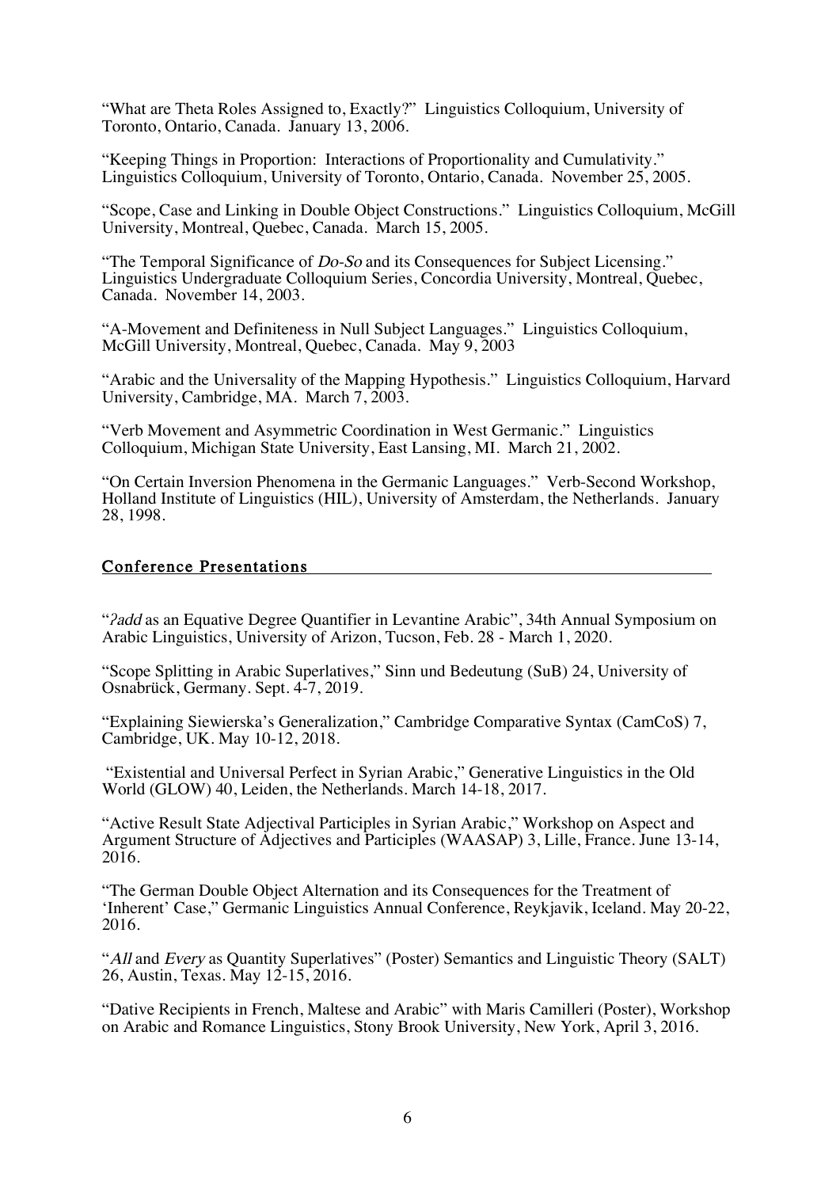"What are Theta Roles Assigned to, Exactly?" Linguistics Colloquium, University of Toronto, Ontario, Canada. January 13, 2006.

"Keeping Things in Proportion: Interactions of Proportionality and Cumulativity." Linguistics Colloquium, University of Toronto, Ontario, Canada. November 25, 2005.

"Scope, Case and Linking in Double Object Constructions." Linguistics Colloquium, McGill University, Montreal, Quebec, Canada. March 15, 2005.

"The Temporal Significance of *Do-So* and its Consequences for Subject Licensing." Linguistics Undergraduate Colloquium Series, Concordia University, Montreal, Quebec, Canada. November 14, 2003.

"A-Movement and Definiteness in Null Subject Languages." Linguistics Colloquium, McGill University, Montreal, Quebec, Canada. May 9, 2003

"Arabic and the Universality of the Mapping Hypothesis." Linguistics Colloquium, Harvard University, Cambridge, MA. March 7, 2003.

"Verb Movement and Asymmetric Coordination in West Germanic." Linguistics Colloquium, Michigan State University, East Lansing, MI. March 21, 2002.

"On Certain Inversion Phenomena in the Germanic Languages." Verb-Second Workshop, Holland Institute of Linguistics (HIL), University of Amsterdam, the Netherlands. January 28, 1998.

## Conference Presentations

"*ʔadd* as an Equative Degree Quantifier in Levantine Arabic", 34th Annual Symposium on Arabic Linguistics, University of Arizon, Tucson, Feb. 28 - March 1, 2020.

"Scope Splitting in Arabic Superlatives," Sinn und Bedeutung (SuB) 24, University of Osnabrück, Germany. Sept. 4-7, 2019.

"Explaining Siewierska's Generalization," Cambridge Comparative Syntax (CamCoS) 7, Cambridge, UK. May 10-12, 2018.

"Existential and Universal Perfect in Syrian Arabic," Generative Linguistics in the Old World (GLOW) 40, Leiden, the Netherlands. March 14-18, 2017.

"Active Result State Adjectival Participles in Syrian Arabic," Workshop on Aspect and Argument Structure of Adjectives and Participles (WAASAP) 3, Lille, France. June 13-14, 2016.

"The German Double Object Alternation and its Consequences for the Treatment of 'Inherent' Case," Germanic Linguistics Annual Conference, Reykjavik, Iceland. May 20-22, 2016.

"*All* and *Every* as Quantity Superlatives" (Poster) Semantics and Linguistic Theory (SALT) 26, Austin, Texas. May 12-15, 2016.

"Dative Recipients in French, Maltese and Arabic" with Maris Camilleri (Poster), Workshop on Arabic and Romance Linguistics, Stony Brook University, New York, April 3, 2016.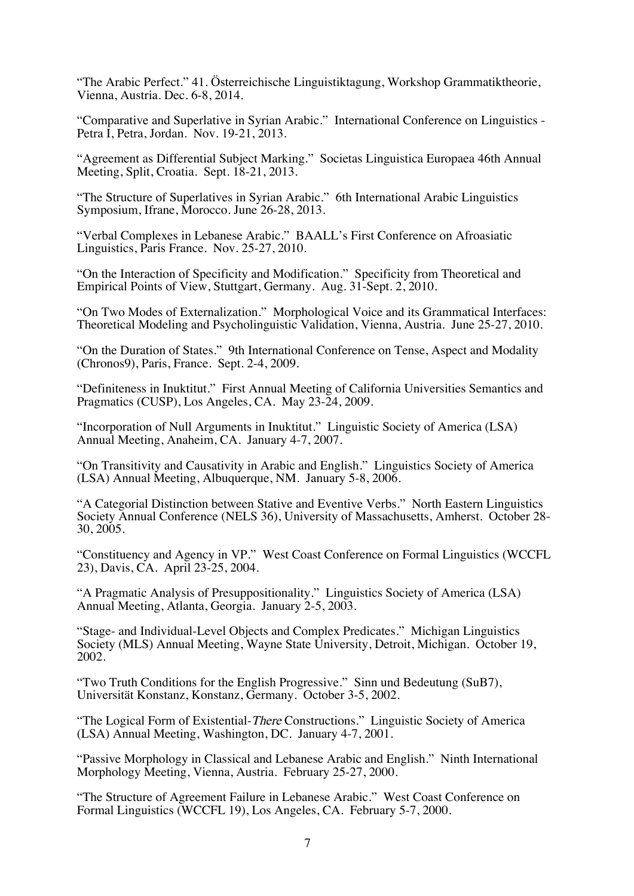"The Arabic Perfect." 41. Österreichische Linguistiktagung, Workshop Grammatiktheorie, Vienna, Austria. Dec. 6-8, 2014.

"Comparative and Superlative in Syrian Arabic." International Conference on Linguistics - Petra I, Petra, Jordan. Nov. 19-21, 2013.

"Agreement as Differential Subject Marking." Societas Linguistica Europaea 46th Annual Meeting, Split, Croatia. Sept. 18-21, 2013.

"The Structure of Superlatives in Syrian Arabic." 6th International Arabic Linguistics Symposium, Ifrane, Morocco. June 26-28, 2013.

"Verbal Complexes in Lebanese Arabic." BAALL's First Conference on Afroasiatic Linguistics, Paris France. Nov. 25-27, 2010.

"On the Interaction of Specificity and Modification." Specificity from Theoretical and Empirical Points of View, Stuttgart, Germany. Aug. 31-Sept. 2, 2010.

"On Two Modes of Externalization." Morphological Voice and its Grammatical Interfaces: Theoretical Modeling and Psycholinguistic Validation, Vienna, Austria. June 25-27, 2010.

"On the Duration of States." 9th International Conference on Tense, Aspect and Modality (Chronos9), Paris, France. Sept. 2-4, 2009.

"Definiteness in Inuktitut." First Annual Meeting of California Universities Semantics and Pragmatics (CUSP), Los Angeles, CA. May 23-24, 2009.

"Incorporation of Null Arguments in Inuktitut." Linguistic Society of America (LSA) Annual Meeting, Anaheim, CA. January 4-7, 2007.

"On Transitivity and Causativity in Arabic and English." Linguistics Society of America (LSA) Annual Meeting, Albuquerque, NM. January 5-8, 2006.

"A Categorial Distinction between Stative and Eventive Verbs." North Eastern Linguistics Society Annual Conference (NELS 36), University of Massachusetts, Amherst. October 28-30, 2005.

"Constituency and Agency in VP." West Coast Conference on Formal Linguistics (WCCFL 23), Davis, CA. April 23-25, 2004.

"A Pragmatic Analysis of Presuppositionality." Linguistics Society of America (LSA) Annual Meeting, Atlanta, Georgia. January 2-5, 2003.

"Stage- and Individual-Level Objects and Complex Predicates." Michigan Linguistics Society (MLS) Annual Meeting, Wayne State University, Detroit, Michigan. October 19, 2002.

"Two Truth Conditions for the English Progressive." Sinn und Bedeutung (SuB7), Universität Konstanz, Konstanz, Germany. October 3-5, 2002.

"The Logical Form of Existential-*There* Constructions." Linguistic Society of America (LSA) Annual Meeting, Washington, DC. January 4-7, 2001.

"Passive Morphology in Classical and Lebanese Arabic and English." Ninth International Morphology Meeting, Vienna, Austria. February 25-27, 2000.

"The Structure of Agreement Failure in Lebanese Arabic." West Coast Conference on Formal Linguistics (WCCFL 19), Los Angeles, CA. February 5-7, 2000.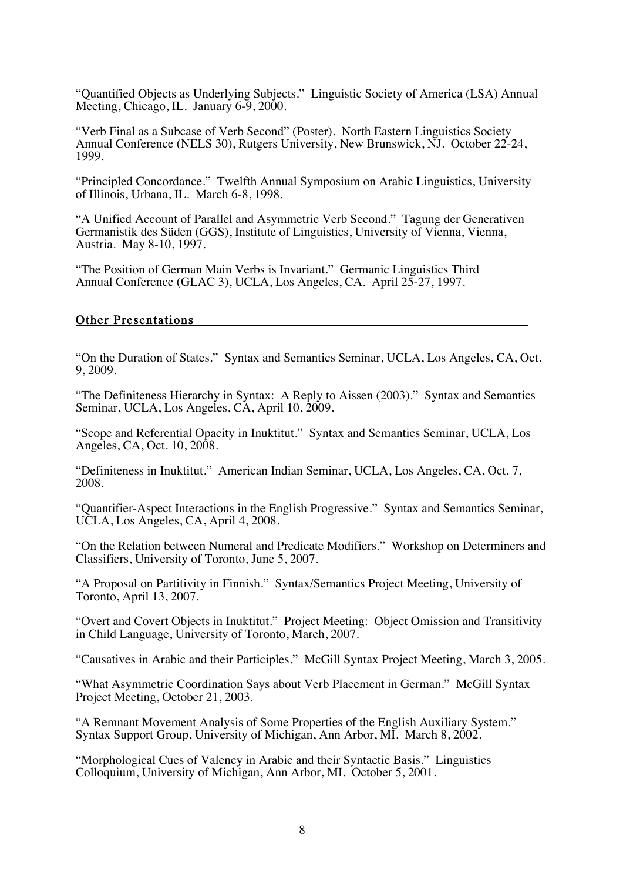"Quantified Objects as Underlying Subjects." Linguistic Society of America (LSA) Annual Meeting, Chicago, IL. January 6-9, 2000.

"Verb Final as a Subcase of Verb Second" (Poster). North Eastern Linguistics Society Annual Conference (NELS 30), Rutgers University, New Brunswick, NJ. October 22-24, 1999.

"Principled Concordance." Twelfth Annual Symposium on Arabic Linguistics, University of Illinois, Urbana, IL. March 6-8, 1998.

"A Unified Account of Parallel and Asymmetric Verb Second." Tagung der Generativen Germanistik des Süden (GGS), Institute of Linguistics, University of Vienna, Vienna, Austria. May 8-10, 1997.

"The Position of German Main Verbs is Invariant." Germanic Linguistics Third Annual Conference (GLAC 3), UCLA, Los Angeles, CA. April 25-27, 1997.

## Other Presentations

"On the Duration of States." Syntax and Semantics Seminar, UCLA, Los Angeles, CA, Oct. 9, 2009.

"The Definiteness Hierarchy in Syntax: A Reply to Aissen (2003)." Syntax and Semantics Seminar, UCLA, Los Angeles, CA, April 10, 2009.

"Scope and Referential Opacity in Inuktitut." Syntax and Semantics Seminar, UCLA, Los Angeles, CA, Oct. 10, 2008.

"Definiteness in Inuktitut." American Indian Seminar, UCLA, Los Angeles, CA, Oct. 7, 2008.

"Quantifier-Aspect Interactions in the English Progressive." Syntax and Semantics Seminar, UCLA, Los Angeles, CA, April 4, 2008.

"On the Relation between Numeral and Predicate Modifiers." Workshop on Determiners and Classifiers, University of Toronto, June 5, 2007.

"A Proposal on Partitivity in Finnish." Syntax/Semantics Project Meeting, University of Toronto, April 13, 2007.

"Overt and Covert Objects in Inuktitut." Project Meeting: Object Omission and Transitivity in Child Language, University of Toronto, March, 2007.

"Causatives in Arabic and their Participles." McGill Syntax Project Meeting, March 3, 2005.

"What Asymmetric Coordination Says about Verb Placement in German." McGill Syntax Project Meeting, October 21, 2003.

"A Remnant Movement Analysis of Some Properties of the English Auxiliary System." Syntax Support Group, University of Michigan, Ann Arbor, MI. March 8, 2002.

"Morphological Cues of Valency in Arabic and their Syntactic Basis." Linguistics Colloquium, University of Michigan, Ann Arbor, MI. October 5, 2001.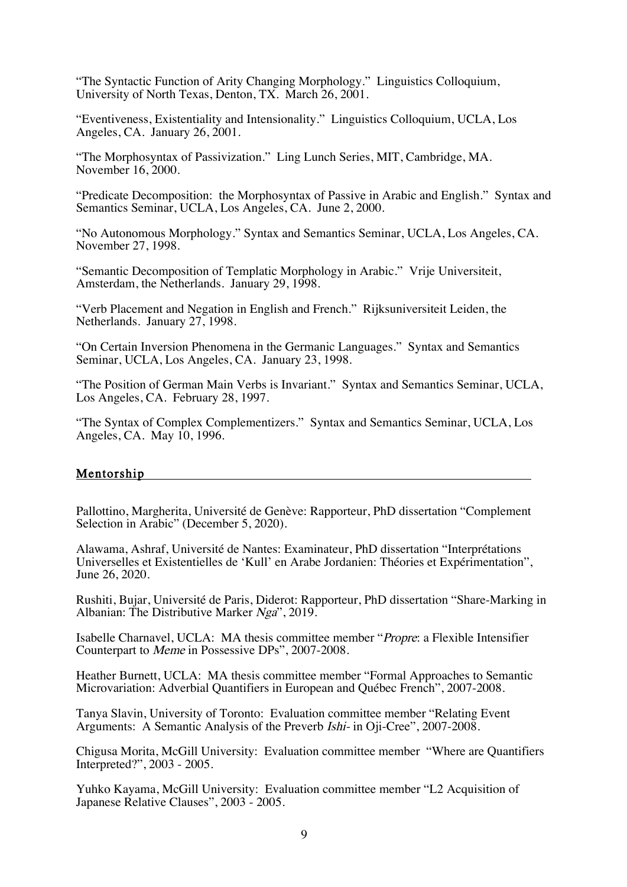"The Syntactic Function of Arity Changing Morphology." Linguistics Colloquium, University of North Texas, Denton, TX. March 26, 2001.

"Eventiveness, Existentiality and Intensionality." Linguistics Colloquium, UCLA, Los Angeles, CA. January 26, 2001.

"The Morphosyntax of Passivization." Ling Lunch Series, MIT, Cambridge, MA. November 16, 2000.

"Predicate Decomposition: the Morphosyntax of Passive in Arabic and English." Syntax and Semantics Seminar, UCLA, Los Angeles, CA. June 2, 2000.

"No Autonomous Morphology." Syntax and Semantics Seminar, UCLA, Los Angeles, CA. November 27, 1998.

"Semantic Decomposition of Templatic Morphology in Arabic." Vrije Universiteit, Amsterdam, the Netherlands. January 29, 1998.

"Verb Placement and Negation in English and French." Rijksuniversiteit Leiden, the Netherlands. January 27, 1998.

"On Certain Inversion Phenomena in the Germanic Languages." Syntax and Semantics Seminar, UCLA, Los Angeles, CA. January 23, 1998.

"The Position of German Main Verbs is Invariant." Syntax and Semantics Seminar, UCLA, Los Angeles, CA. February 28, 1997.

"The Syntax of Complex Complementizers." Syntax and Semantics Seminar, UCLA, Los Angeles, CA. May 10, 1996.

## Mentorship

Pallottino, Margherita, Université de Genève: Rapporteur, PhD dissertation "Complement Selection in Arabic" (December 5, 2020).

Alawama, Ashraf, Université de Nantes: Examinateur, PhD dissertation "Interprétations Universelles et Existentielles de 'Kull' en Arabe Jordanien: Théories et Expérimentation", June 26, 2020.

Rushiti, Bujar, Université de Paris, Diderot: Rapporteur, PhD dissertation "Share-Marking in Albanian: The Distributive Marker *Nga*", 2019.

Isabelle Charnavel, UCLA: MA thesis committee member "*Propre*: a Flexible Intensifier Counterpart to *Meme* in Possessive DPs", 2007-2008.

Heather Burnett, UCLA: MA thesis committee member "Formal Approaches to Semantic Microvariation: Adverbial Quantifiers in European and Québec French", 2007-2008.

Tanya Slavin, University of Toronto: Evaluation committee member "Relating Event Arguments: A Semantic Analysis of the Preverb *Ishi-* in Oji-Cree", 2007-2008.

Chigusa Morita, McGill University: Evaluation committee member "Where are Quantifiers Interpreted?", 2003 - 2005.

Yuhko Kayama, McGill University: Evaluation committee member "L2 Acquisition of Japanese Relative Clauses", 2003 - 2005.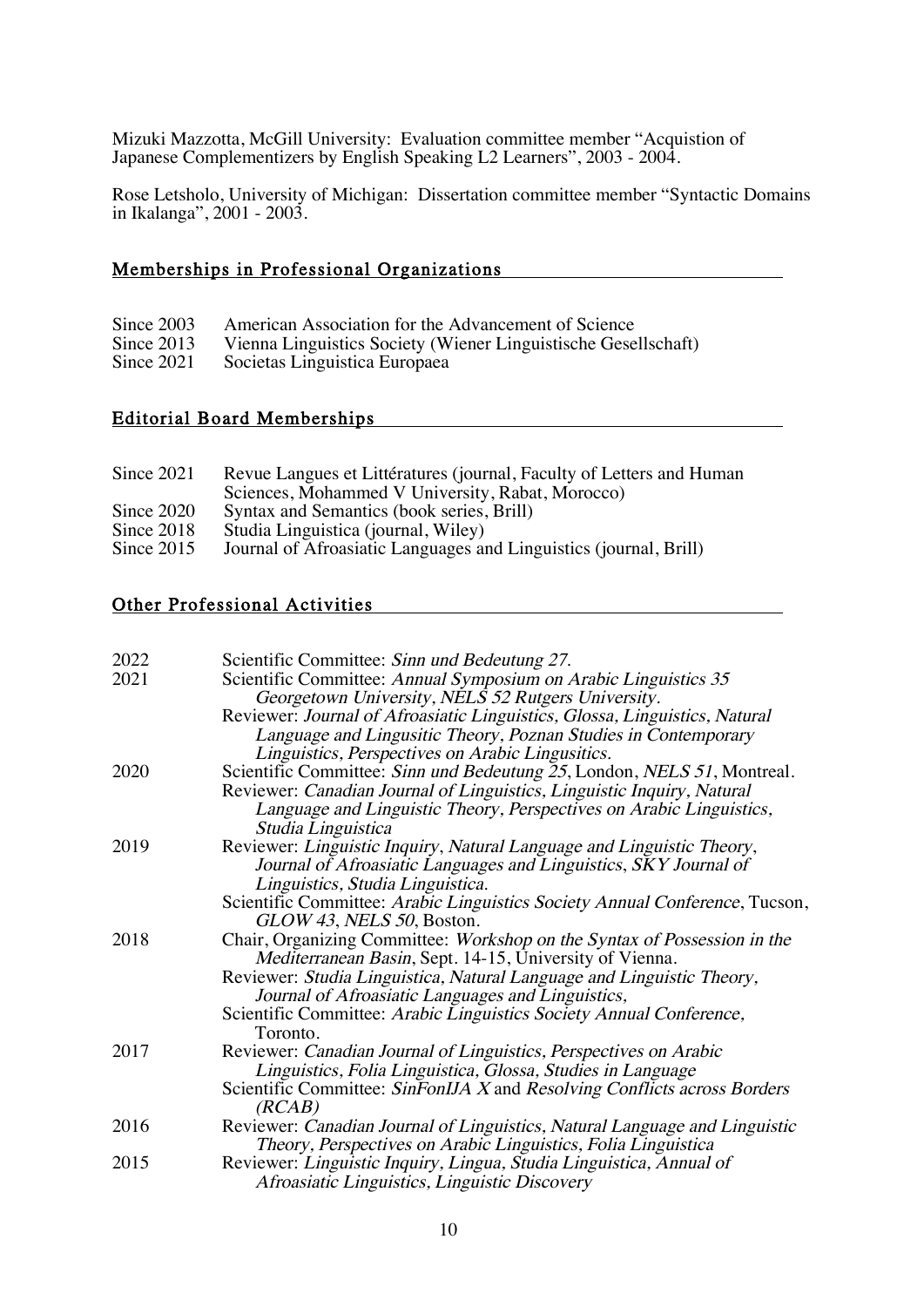Mizuki Mazzotta, McGill University: Evaluation committee member "Acquistion of Japanese Complementizers by English Speaking L2 Learners", 2003 - 2004.

Rose Letsholo, University of Michigan: Dissertation committee member "Syntactic Domains in Ikalanga", 2001 - 2003.

## Memberships in Professional Organizations

| | |
|---|---|
| Since 2003 | American Association for the Advancement of Science |
| Since 2013 | Vienna Linguistics Society (Wiener Linguistische Gesellschaft) |
| Since 2021 | Societas Linguistica Europaea |

## Editorial Board Memberships

| | |
|---|---|
| Since 2021 | Revue Langues et Littératures (journal, Faculty of Letters and Human Sciences, Mohammed V University, Rabat, Morocco) |
| Since 2020 | Syntax and Semantics (book series, Brill) |
| Since 2018 | Studia Linguistica (journal, Wiley) |
| Since 2015 | Journal of Afroasiatic Languages and Linguistics (journal, Brill) |

## Other Professional Activities

| | |
|---|---|
| 2022 | Scientific Committee: *Sinn und Bedeutung 27.* |
| 2021 | Scientific Committee: *Annual Symposium on Arabic Linguistics 35* Georgetown University, *NELS 52* Rutgers University. |
| | Reviewer: *Journal of Afroasiatic Linguistics, Glossa, Linguistics, Natural Language and Lingusitic Theory, Poznan Studies in Contemporary Linguistics, Perspectives on Arabic Lingusitics.* |
| 2020 | Scientific Committee: *Sinn und Bedeutung 25*, London, *NELS 51*, Montreal. |
| | Reviewer: *Canadian Journal of Linguistics, Linguistic Inquiry, Natural Language and Linguistic Theory, Perspectives on Arabic Linguistics, Studia Linguistica* |
| 2019 | Reviewer: *Linguistic Inquiry, Natural Language and Linguistic Theory, Journal of Afroasiatic Languages and Linguistics, SKY Journal of Linguistics, Studia Linguistica.* |
| | Scientific Committee: *Arabic Linguistics Society Annual Conference*, Tucson, *GLOW 43, NELS 50*, Boston. |
| 2018 | Chair, Organizing Committee: *Workshop on the Syntax of Possession in the Mediterranean Basin*, Sept. 14-15, University of Vienna. |
| | Reviewer: *Studia Linguistica, Natural Language and Linguistic Theory, Journal of Afroasiatic Languages and Linguistics,* |
| | Scientific Committee: *Arabic Linguistics Society Annual Conference,* Toronto. |
| 2017 | Reviewer: *Canadian Journal of Linguistics, Perspectives on Arabic Linguistics, Folia Linguistica, Glossa, Studies in Language* |
| | Scientific Committee: *SinFonIJA X* and *Resolving Conflicts across Borders (RCAB)* |
| 2016 | Reviewer: *Canadian Journal of Linguistics, Natural Language and Linguistic Theory, Perspectives on Arabic Linguistics, Folia Linguistica* |
| 2015 | Reviewer: *Linguistic Inquiry, Lingua, Studia Linguistica, Annual of Afroasiatic Linguistics, Linguistic Discovery* |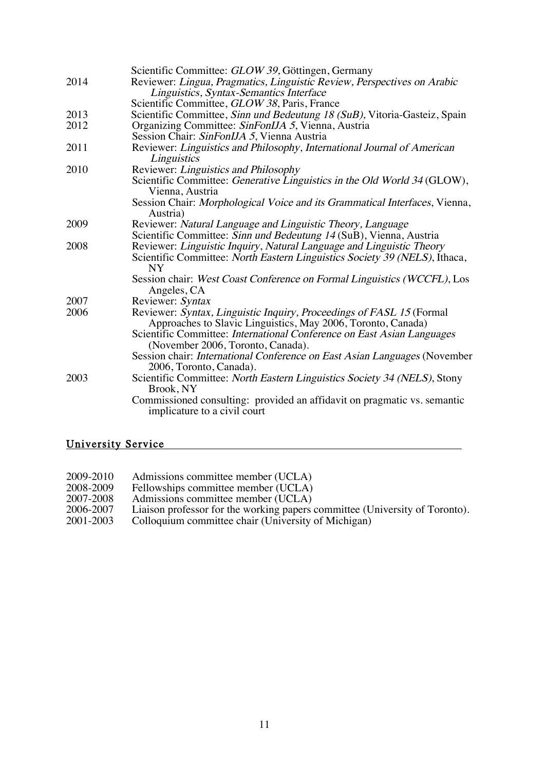| | |
|---|---|
| | Scientific Committee: *GLOW 39*, Göttingen, Germany |
| 2014 | Reviewer: *Lingua, Pragmatics, Linguistic Review, Perspectives on Arabic Linguistics, Syntax-Semantics Interface* |
| | Scientific Committee, *GLOW 38*, Paris, France |
| 2013 | Scientific Committee, *Sinn und Bedeutung 18 (SuB)*, Vitoria-Gasteiz, Spain |
| 2012 | Organizing Committee: *SinFonIJA 5*, Vienna, Austria |
| | Session Chair: *SinFonIJA 5*, Vienna Austria |
| 2011 | Reviewer: *Linguistics and Philosophy, International Journal of American Linguistics* |
| 2010 | Reviewer: *Linguistics and Philosophy* |
| | Scientific Committee: *Generative Linguistics in the Old World 34* (GLOW), Vienna, Austria |
| | Session Chair: *Morphological Voice and its Grammatical Interfaces*, Vienna, Austria) |
| 2009 | Reviewer: *Natural Language and Linguistic Theory, Language* |
| | Scientific Committee: *Sinn und Bedeutung 14* (SuB), Vienna, Austria |
| 2008 | Reviewer: *Linguistic Inquiry, Natural Language and Linguistic Theory* |
| | Scientific Committee: *North Eastern Linguistics Society 39 (NELS)*, Ithaca, NY |
| | Session chair: *West Coast Conference on Formal Linguistics (WCCFL)*, Los Angeles, CA |
| 2007 | Reviewer: *Syntax* |
| 2006 | Reviewer: *Syntax, Linguistic Inquiry, Proceedings of FASL 15* (Formal Approaches to Slavic Linguistics, May 2006, Toronto, Canada) |
| | Scientific Committee: *International Conference on East Asian Languages* (November 2006, Toronto, Canada). |
| | Session chair: *International Conference on East Asian Languages* (November 2006, Toronto, Canada). |
| 2003 | Scientific Committee: *North Eastern Linguistics Society 34 (NELS)*, Stony Brook, NY |
| | Commissioned consulting: provided an affidavit on pragmatic vs. semantic implicature to a civil court |

## University Service

| | |
|---|---|
| 2009-2010 | Admissions committee member (UCLA) |
| 2008-2009 | Fellowships committee member (UCLA) |
| 2007-2008 | Admissions committee member (UCLA) |
| 2006-2007 | Liaison professor for the working papers committee (University of Toronto). |
| 2001-2003 | Colloquium committee chair (University of Michigan) |